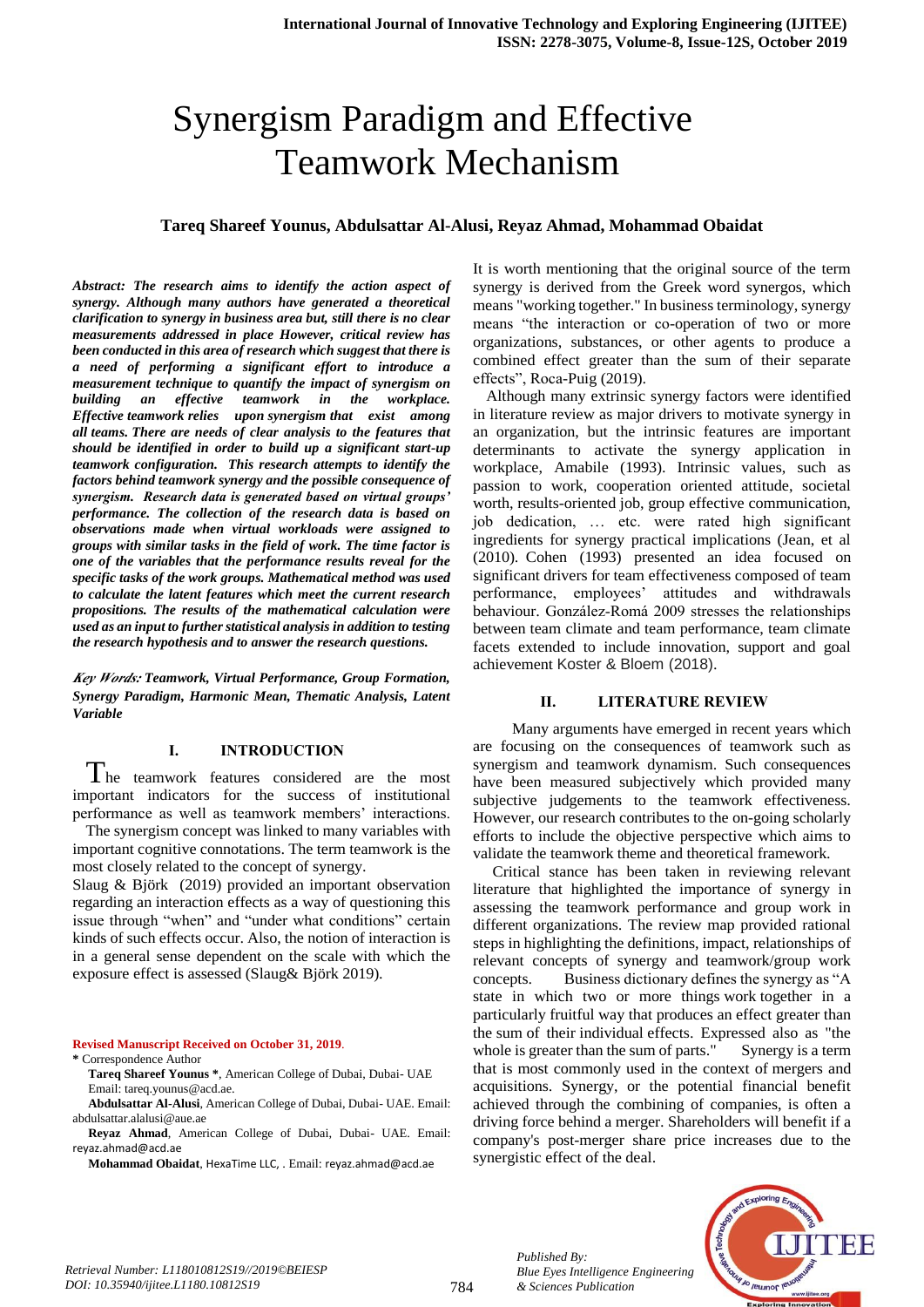# Synergism Paradigm and Effective Teamwork Mechanism

**Tareq Shareef Younus, Abdulsattar Al-Alusi, Reyaz Ahmad, Mohammad Obaidat**

***Abstract: The research aims to identify the action aspect of synergy. Although many authors have generated a theoretical clarification to synergy in business area but, still there is no clear measurements addressed in place However, critical review has been conducted in this area of research which suggest that there is a need of performing a significant effort to introduce a measurement technique to quantify the impact of synergism on building an effective teamwork in the workplace. Effective teamwork relies upon synergism that exist among all teams. There are needs of clear analysis to the features that should be identified in order to build up a significant start-up teamwork configuration. This research attempts to identify the factors behind teamwork synergy and the possible consequence of synergism. Research data is generated based on virtual groups' performance. The collection of the research data is based on observations made when virtual workloads were assigned to groups with similar tasks in the field of work. The time factor is one of the variables that the performance results reveal for the specific tasks of the work groups. Mathematical method was used to calculate the latent features which meet the current research propositions. The results of the mathematical calculation were used as an input to further statistical analysis in addition to testing the research hypothesis and to answer the research questions.***

***Key Words: Teamwork, Virtual Performance, Group Formation, Synergy Paradigm, Harmonic Mean, Thematic Analysis, Latent Variable***

## I. INTRODUCTION

The teamwork features considered are the most important indicators for the success of institutional performance as well as teamwork members' interactions.

The synergism concept was linked to many variables with important cognitive connotations. The term teamwork is the most closely related to the concept of synergy.

Slaug & Björk (2019) provided an important observation regarding an interaction effects as a way of questioning this issue through "when" and "under what conditions" certain kinds of such effects occur. Also, the notion of interaction is in a general sense dependent on the scale with which the exposure effect is assessed (Slaug& Björk 2019).

It is worth mentioning that the original source of the term synergy is derived from the Greek word synergos, which means "working together." In business terminology, synergy means "the interaction or co-operation of two or more organizations, substances, or other agents to produce a combined effect greater than the sum of their separate effects", Roca-Puig (2019).

Although many extrinsic synergy factors were identified in literature review as major drivers to motivate synergy in an organization, but the intrinsic features are important determinants to activate the synergy application in workplace, Amabile (1993). Intrinsic values, such as passion to work, cooperation oriented attitude, societal worth, results-oriented job, group effective communication, job dedication, … etc. were rated high significant ingredients for synergy practical implications (Jean, et al (2010). Cohen (1993) presented an idea focused on significant drivers for team effectiveness composed of team performance, employees' attitudes and withdrawals behaviour. González-Romá 2009 stresses the relationships between team climate and team performance, team climate facets extended to include innovation, support and goal achievement Koster & Bloem (2018).

## II. LITERATURE REVIEW

Many arguments have emerged in recent years which are focusing on the consequences of teamwork such as synergism and teamwork dynamism. Such consequences have been measured subjectively which provided many subjective judgements to the teamwork effectiveness. However, our research contributes to the on-going scholarly efforts to include the objective perspective which aims to validate the teamwork theme and theoretical framework.

Critical stance has been taken in reviewing relevant literature that highlighted the importance of synergy in assessing the teamwork performance and group work in different organizations. The review map provided rational steps in highlighting the definitions, impact, relationships of relevant concepts of synergy and teamwork/group work concepts. Business dictionary defines the synergy as "A state in which two or more things work together in a particularly fruitful way that produces an effect greater than the sum of their individual effects. Expressed also as "the whole is greater than the sum of its parts." Synergy is a term that is most commonly used in the context of mergers and acquisitions. Synergy, or the potential financial benefit achieved through the combining of companies, is often a driving force behind a merger. Shareholders will benefit if a company's post-merger share price increases due to the synergistic effect of the deal.

---

**Revised Manuscript Received on October 31, 2019.**

**\*** Correspondence Author

**Tareq Shareef Younus \***, American College of Dubai, Dubai- UAE Email: tareq.younus@acd.ae.

**Abdulsattar Al-Alusi**, American College of Dubai, Dubai- UAE. Email: abdulsattar.alalusi@aue.ae

**Reyaz Ahmad**, American College of Dubai, Dubai- UAE. Email: reyaz.ahmad@acd.ae

**Mohammad Obaidat**, HexaTime LLC, . Email: reyaz.ahmad@acd.ae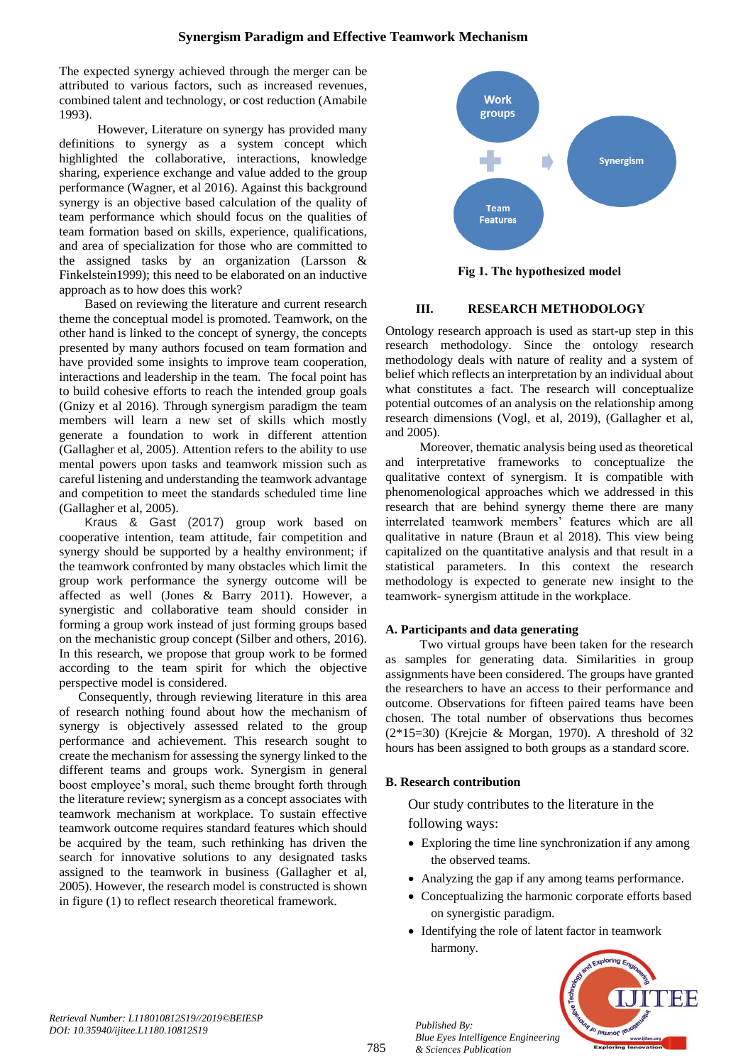The expected synergy achieved through the merger can be attributed to various factors, such as increased revenues, combined talent and technology, or cost reduction (Amabile 1993).

However, Literature on synergy has provided many definitions to synergy as a system concept which highlighted the collaborative, interactions, knowledge sharing, experience exchange and value added to the group performance (Wagner, et al 2016). Against this background synergy is an objective based calculation of the quality of team performance which should focus on the qualities of team formation based on skills, experience, qualifications, and area of specialization for those who are committed to the assigned tasks by an organization (Larsson & Finkelstein1999); this need to be elaborated on an inductive approach as to how does this work?

Based on reviewing the literature and current research theme the conceptual model is promoted. Teamwork, on the other hand is linked to the concept of synergy, the concepts presented by many authors focused on team formation and have provided some insights to improve team cooperation, interactions and leadership in the team. The focal point has to build cohesive efforts to reach the intended group goals (Gnizy et al 2016). Through synergism paradigm the team members will learn a new set of skills which mostly generate a foundation to work in different attention (Gallagher et al, 2005). Attention refers to the ability to use mental powers upon tasks and teamwork mission such as careful listening and understanding the teamwork advantage and competition to meet the standards scheduled time line (Gallagher et al, 2005).

Kraus & Gast (2017) group work based on cooperative intention, team attitude, fair competition and synergy should be supported by a healthy environment; if the teamwork confronted by many obstacles which limit the group work performance the synergy outcome will be affected as well (Jones & Barry 2011). However, a synergistic and collaborative team should consider in forming a group work instead of just forming groups based on the mechanistic group concept (Silber and others, 2016). In this research, we propose that group work to be formed according to the team spirit for which the objective perspective model is considered.

Consequently, through reviewing literature in this area of research nothing found about how the mechanism of synergy is objectively assessed related to the group performance and achievement. This research sought to create the mechanism for assessing the synergy linked to the different teams and groups work. Synergism in general boost employee's moral, such theme brought forth through the literature review; synergism as a concept associates with teamwork mechanism at workplace. To sustain effective teamwork outcome requires standard features which should be acquired by the team, such rethinking has driven the search for innovative solutions to any designated tasks assigned to the teamwork in business (Gallagher et al, 2005). However, the research model is constructed is shown in figure (1) to reflect research theoretical framework.

Work groups + Team Features → Synergism

**Fig 1. The hypothesized model**

## III. RESEARCH METHODOLOGY

Ontology research approach is used as start-up step in this research methodology. Since the ontology research methodology deals with nature of reality and a system of belief which reflects an interpretation by an individual about what constitutes a fact. The research will conceptualize potential outcomes of an analysis on the relationship among research dimensions (Vogl, et al, 2019), (Gallagher et al, and 2005).

Moreover, thematic analysis being used as theoretical and interpretative frameworks to conceptualize the qualitative context of synergism. It is compatible with phenomenological approaches which we addressed in this research that are behind synergy theme there are many interrelated teamwork members' features which are all qualitative in nature (Braun et al 2018). This view being capitalized on the quantitative analysis and that result in a statistical parameters. In this context the research methodology is expected to generate new insight to the teamwork- synergism attitude in the workplace.

### A. Participants and data generating

Two virtual groups have been taken for the research as samples for generating data. Similarities in group assignments have been considered. The groups have granted the researchers to have an access to their performance and outcome. Observations for fifteen paired teams have been chosen. The total number of observations thus becomes ($2*15=30$) (Krejcie & Morgan, 1970). A threshold of 32 hours has been assigned to both groups as a standard score.

### B. Research contribution

Our study contributes to the literature in the following ways:

- Exploring the time line synchronization if any among the observed teams.
- Analyzing the gap if any among teams performance.
- Conceptualizing the harmonic corporate efforts based on synergistic paradigm.
- Identifying the role of latent factor in teamwork harmony.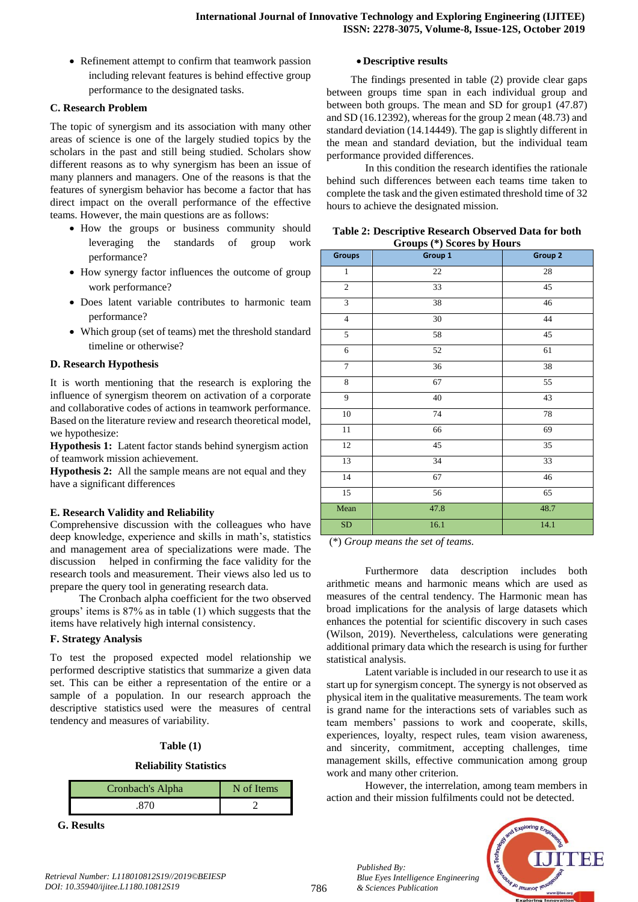- Refinement attempt to confirm that teamwork passion including relevant features is behind effective group performance to the designated tasks.

### C. Research Problem

The topic of synergism and its association with many other areas of science is one of the largely studied topics by the scholars in the past and still being studied. Scholars show different reasons as to why synergism has been an issue of many planners and managers. One of the reasons is that the features of synergism behavior has become a factor that has direct impact on the overall performance of the effective teams. However, the main questions are as follows:

- How the groups or business community should leveraging the standards of group work performance?
- How synergy factor influences the outcome of group work performance?
- Does latent variable contributes to harmonic team performance?
- Which group (set of teams) met the threshold standard timeline or otherwise?

### D. Research Hypothesis

It is worth mentioning that the research is exploring the influence of synergism theorem on activation of a corporate and collaborative codes of actions in teamwork performance. Based on the literature review and research theoretical model, we hypothesize:

**Hypothesis 1:** Latent factor stands behind synergism action of teamwork mission achievement.

**Hypothesis 2:** All the sample means are not equal and they have a significant differences

### E. Research Validity and Reliability

Comprehensive discussion with the colleagues who have deep knowledge, experience and skills in math's, statistics and management area of specializations were made. The discussion helped in confirming the face validity for the research tools and measurement. Their views also led us to prepare the query tool in generating research data.

The Cronbach alpha coefficient for the two observed groups' items is 87% as in table (1) which suggests that the items have relatively high internal consistency.

### F. Strategy Analysis

To test the proposed expected model relationship we performed descriptive statistics that summarize a given data set. This can be either a representation of the entire or a sample of a population. In our research approach the descriptive statistics used were the measures of central tendency and measures of variability.

**Table (1)**

**Reliability Statistics**

| Cronbach's Alpha | N of Items |
|---|---|
| .870 | 2 |

### G. Results

- **Descriptive results**

The findings presented in table (2) provide clear gaps between groups time span in each individual group and between both groups. The mean and SD for group1 (47.87) and SD (16.12392), whereas for the group 2 mean (48.73) and standard deviation (14.14449). The gap is slightly different in the mean and standard deviation, but the individual team performance provided differences.

In this condition the research identifies the rationale behind such differences between each teams time taken to complete the task and the given estimated threshold time of 32 hours to achieve the designated mission.

**Table 2: Descriptive Research Observed Data for both Groups (\*) Scores by Hours**

| Groups | Group 1 | Group 2 |
|---|---|---|
| 1 | 22 | 28 |
| 2 | 33 | 45 |
| 3 | 38 | 46 |
| 4 | 30 | 44 |
| 5 | 58 | 45 |
| 6 | 52 | 61 |
| 7 | 36 | 38 |
| 8 | 67 | 55 |
| 9 | 40 | 43 |
| 10 | 74 | 78 |
| 11 | 66 | 69 |
| 12 | 45 | 35 |
| 13 | 34 | 33 |
| 14 | 67 | 46 |
| 15 | 56 | 65 |
| Mean | 47.8 | 48.7 |
| SD | 16.1 | 14.1 |

(\*) *Group means the set of teams.*

Furthermore data description includes both arithmetic means and harmonic means which are used as measures of the central tendency. The Harmonic mean has broad implications for the analysis of large datasets which enhances the potential for scientific discovery in such cases (Wilson, 2019). Nevertheless, calculations were generating additional primary data which the research is using for further statistical analysis.

Latent variable is included in our research to use it as start up for synergism concept. The synergy is not observed as physical item in the qualitative measurements. The team work is grand name for the interactions sets of variables such as team members' passions to work and cooperate, skills, experiences, loyalty, respect rules, team vision awareness, and sincerity, commitment, accepting challenges, time management skills, effective communication among group work and many other criterion.

However, the interrelation, among team members in action and their mission fulfilments could not be detected.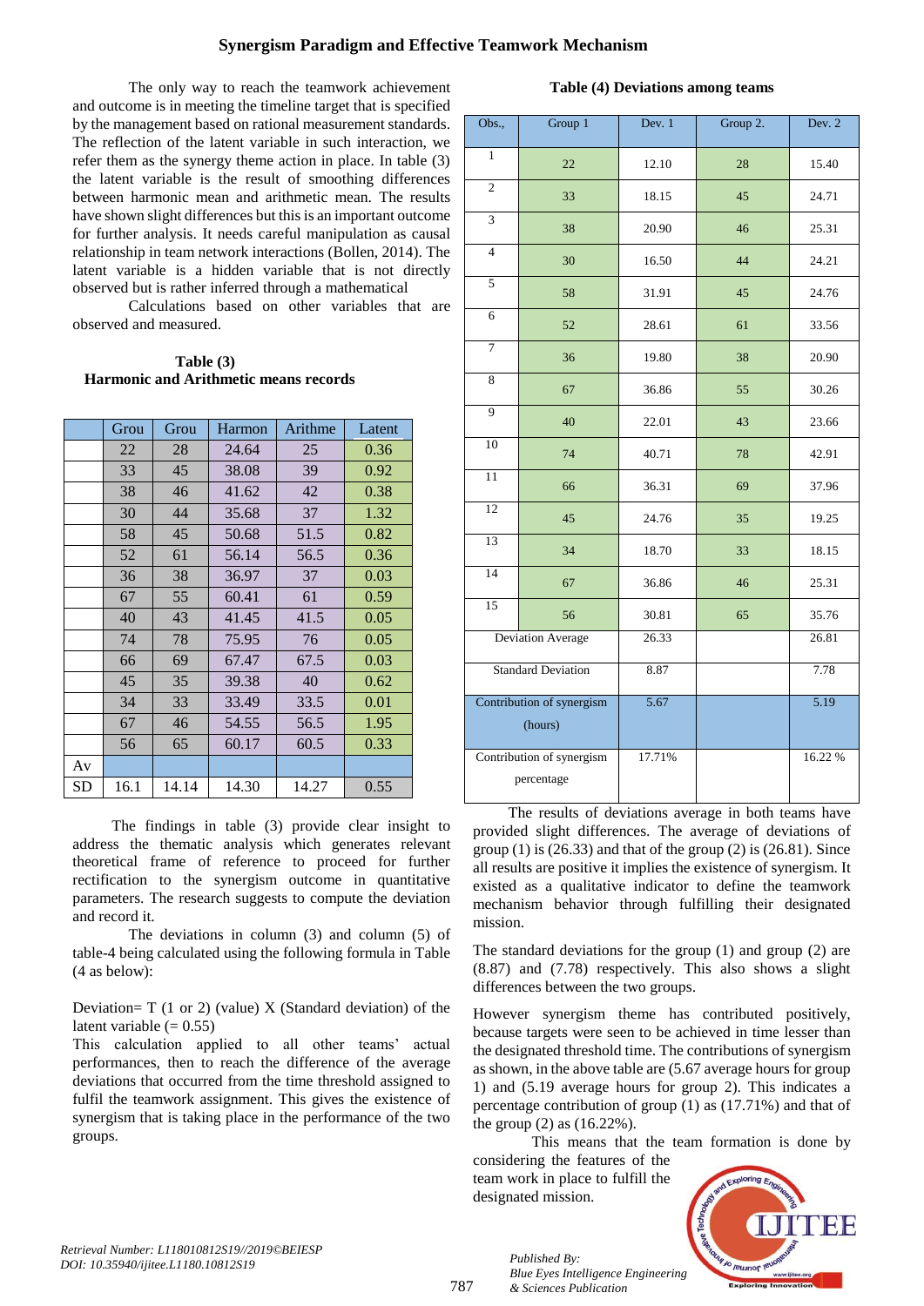The only way to reach the teamwork achievement and outcome is in meeting the timeline target that is specified by the management based on rational measurement standards. The reflection of the latent variable in such interaction, we refer them as the synergy theme action in place. In table (3) the latent variable is the result of smoothing differences between harmonic mean and arithmetic mean. The results have shown slight differences but this is an important outcome for further analysis. It needs careful manipulation as causal relationship in team network interactions (Bollen, 2014). The latent variable is a hidden variable that is not directly observed but is rather inferred through a mathematical

Calculations based on other variables that are observed and measured.

**Table (3)**
**Harmonic and Arithmetic means records**

| | Grou | Grou | Harmon | Arithme | Latent |
|---|---|---|---|---|---|
| | 22 | 28 | 24.64 | 25 | 0.36 |
| | 33 | 45 | 38.08 | 39 | 0.92 |
| | 38 | 46 | 41.62 | 42 | 0.38 |
| | 30 | 44 | 35.68 | 37 | 1.32 |
| | 58 | 45 | 50.68 | 51.5 | 0.82 |
| | 52 | 61 | 56.14 | 56.5 | 0.36 |
| | 36 | 38 | 36.97 | 37 | 0.03 |
| | 67 | 55 | 60.41 | 61 | 0.59 |
| | 40 | 43 | 41.45 | 41.5 | 0.05 |
| | 74 | 78 | 75.95 | 76 | 0.05 |
| | 66 | 69 | 67.47 | 67.5 | 0.03 |
| | 45 | 35 | 39.38 | 40 | 0.62 |
| | 34 | 33 | 33.49 | 33.5 | 0.01 |
| | 67 | 46 | 54.55 | 56.5 | 1.95 |
| | 56 | 65 | 60.17 | 60.5 | 0.33 |
| Av | | | | | |
| SD | 16.1 | 14.14 | 14.30 | 14.27 | 0.55 |

The findings in table (3) provide clear insight to address the thematic analysis which generates relevant theoretical frame of reference to proceed for further rectification to the synergism outcome in quantitative parameters. The research suggests to compute the deviation and record it.

The deviations in column (3) and column (5) of table-4 being calculated using the following formula in Table (4 as below):

Deviation= T (1 or 2) (value) X (Standard deviation) of the latent variable (= 0.55)

This calculation applied to all other teams' actual performances, then to reach the difference of the average deviations that occurred from the time threshold assigned to fulfil the teamwork assignment. This gives the existence of synergism that is taking place in the performance of the two groups.

**Table (4) Deviations among teams**

| Obs., | Group 1 | Dev. 1 | Group 2. | Dev. 2 |
|---|---|---|---|---|
| 1 | 22 | 12.10 | 28 | 15.40 |
| 2 | 33 | 18.15 | 45 | 24.71 |
| 3 | 38 | 20.90 | 46 | 25.31 |
| 4 | 30 | 16.50 | 44 | 24.21 |
| 5 | 58 | 31.91 | 45 | 24.76 |
| 6 | 52 | 28.61 | 61 | 33.56 |
| 7 | 36 | 19.80 | 38 | 20.90 |
| 8 | 67 | 36.86 | 55 | 30.26 |
| 9 | 40 | 22.01 | 43 | 23.66 |
| 10 | 74 | 40.71 | 78 | 42.91 |
| 11 | 66 | 36.31 | 69 | 37.96 |
| 12 | 45 | 24.76 | 35 | 19.25 |
| 13 | 34 | 18.70 | 33 | 18.15 |
| 14 | 67 | 36.86 | 46 | 25.31 |
| 15 | 56 | 30.81 | 65 | 35.76 |
| Deviation Average | | 26.33 | | 26.81 |
| Standard Deviation | | 8.87 | | 7.78 |
| Contribution of synergism (hours) | | 5.67 | | 5.19 |
| Contribution of synergism percentage | | 17.71% | | 16.22 % |

The results of deviations average in both teams have provided slight differences. The average of deviations of group (1) is (26.33) and that of the group (2) is (26.81). Since all results are positive it implies the existence of synergism. It existed as a qualitative indicator to define the teamwork mechanism behavior through fulfilling their designated mission.

The standard deviations for the group (1) and group (2) are (8.87) and (7.78) respectively. This also shows a slight differences between the two groups.

However synergism theme has contributed positively, because targets were seen to be achieved in time lesser than the designated threshold time. The contributions of synergism as shown, in the above table are (5.67 average hours for group 1) and (5.19 average hours for group 2). This indicates a percentage contribution of group (1) as (17.71%) and that of the group (2) as (16.22%).

This means that the team formation is done by considering the features of the team work in place to fulfill the designated mission.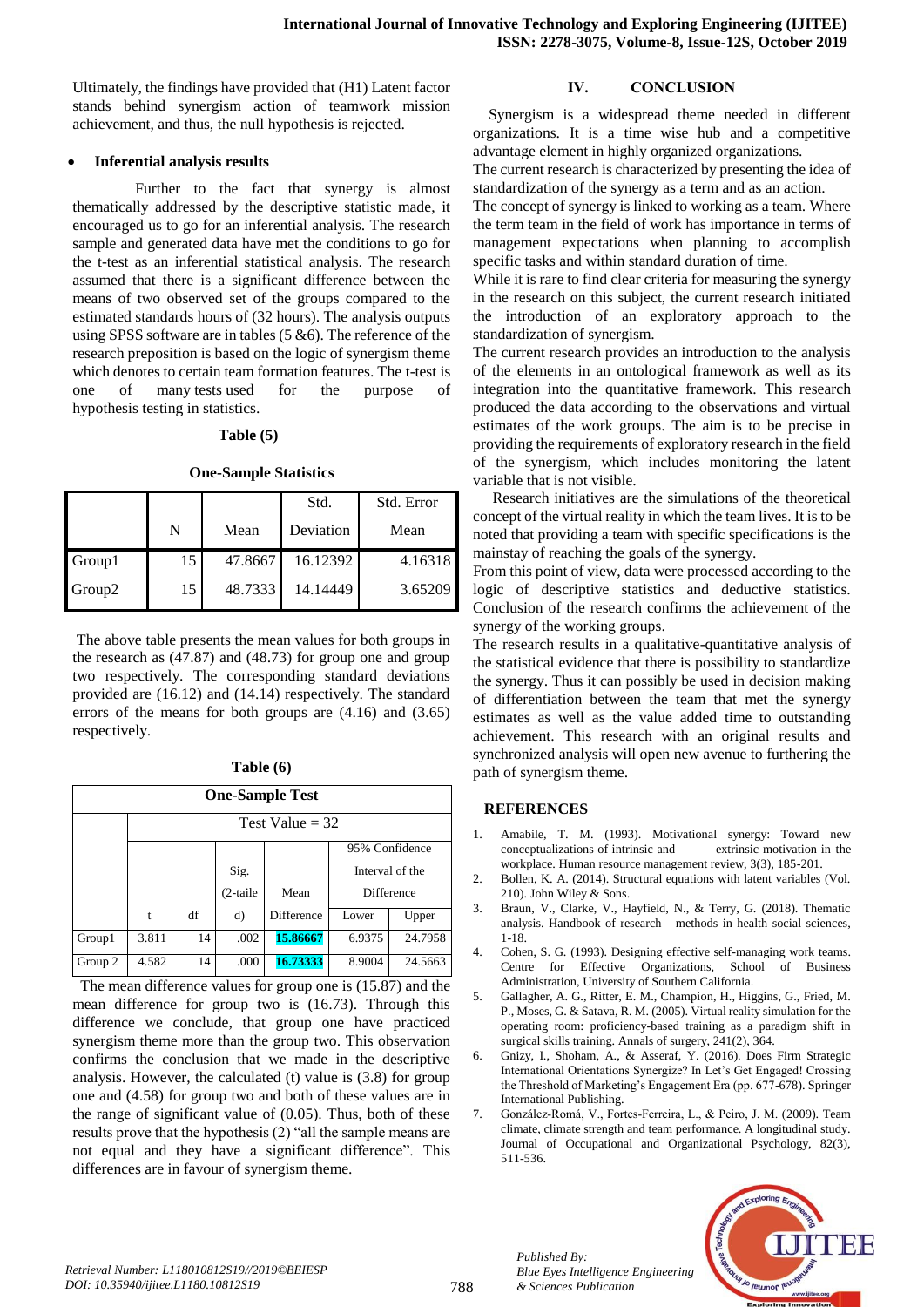Ultimately, the findings have provided that (H1) Latent factor stands behind synergism action of teamwork mission achievement, and thus, the null hypothesis is rejected.

- **Inferential analysis results**

Further to the fact that synergy is almost thematically addressed by the descriptive statistic made, it encouraged us to go for an inferential analysis. The research sample and generated data have met the conditions to go for the t-test as an inferential statistical analysis. The research assumed that there is a significant difference between the means of two observed set of the groups compared to the estimated standards hours of (32 hours). The analysis outputs using SPSS software are in tables (5 &6). The reference of the research preposition is based on the logic of synergism theme which denotes to certain team formation features. The t-test is one of many tests used for the purpose of hypothesis testing in statistics.

**Table (5)**

**One-Sample Statistics**

| | N | Mean | Std. Deviation | Std. Error Mean |
|---|---|---|---|---|
| Group1 | 15 | 47.8667 | 16.12392 | 4.16318 |
| Group2 | 15 | 48.7333 | 14.14449 | 3.65209 |

The above table presents the mean values for both groups in the research as (47.87) and (48.73) for group one and group two respectively. The corresponding standard deviations provided are (16.12) and (14.14) respectively. The standard errors of the means for both groups are (4.16) and (3.65) respectively.

**Table (6)**

**One-Sample Test**

| | Test Value = 32 | | | | | |
|---|---|---|---|---|---|---|
| | | | | | 95% Confidence Interval of the Difference | |
| | t | df | Sig. (2-tailed) | Mean Difference | Lower | Upper |
| Group1 | 3.811 | 14 | .002 | 15.86667 | 6.9375 | 24.7958 |
| Group 2 | 4.582 | 14 | .000 | 16.73333 | 8.9004 | 24.5663 |

The mean difference values for group one is (15.87) and the mean difference for group two is (16.73). Through this difference we conclude, that group one have practiced synergism theme more than the group two. This observation confirms the conclusion that we made in the descriptive analysis. However, the calculated (t) value is (3.8) for group one and (4.58) for group two and both of these values are in the range of significant value of (0.05). Thus, both of these results prove that the hypothesis (2) "all the sample means are not equal and they have a significant difference". This differences are in favour of synergism theme.

## IV. CONCLUSION

Synergism is a widespread theme needed in different organizations. It is a time wise hub and a competitive advantage element in highly organized organizations.

The current research is characterized by presenting the idea of standardization of the synergy as a term and as an action.

The concept of synergy is linked to working as a team. Where the term team in the field of work has importance in terms of management expectations when planning to accomplish specific tasks and within standard duration of time.

While it is rare to find clear criteria for measuring the synergy in the research on this subject, the current research initiated the introduction of an exploratory approach to the standardization of synergism.

The current research provides an introduction to the analysis of the elements in an ontological framework as well as its integration into the quantitative framework. This research produced the data according to the observations and virtual estimates of the work groups. The aim is to be precise in providing the requirements of exploratory research in the field of the synergism, which includes monitoring the latent variable that is not visible.

Research initiatives are the simulations of the theoretical concept of the virtual reality in which the team lives. It is to be noted that providing a team with specific specifications is the mainstay of reaching the goals of the synergy.

From this point of view, data were processed according to the logic of descriptive statistics and deductive statistics. Conclusion of the research confirms the achievement of the synergy of the working groups.

The research results in a qualitative-quantitative analysis of the statistical evidence that there is possibility to standardize the synergy. Thus it can possibly be used in decision making of differentiation between the team that met the synergy estimates as well as the value added time to outstanding achievement. This research with an original results and synchronized analysis will open new avenue to furthering the path of synergism theme.

## REFERENCES

1. Amabile, T. M. (1993). Motivational synergy: Toward new conceptualizations of intrinsic and extrinsic motivation in the workplace. Human resource management review, 3(3), 185-201.
2. Bollen, K. A. (2014). Structural equations with latent variables (Vol. 210). John Wiley & Sons.
3. Braun, V., Clarke, V., Hayfield, N., & Terry, G. (2018). Thematic analysis. Handbook of research methods in health social sciences, 1-18.
4. Cohen, S. G. (1993). Designing effective self-managing work teams. Centre for Effective Organizations, School of Business Administration, University of Southern California.
5. Gallagher, A. G., Ritter, E. M., Champion, H., Higgins, G., Fried, M. P., Moses, G. & Satava, R. M. (2005). Virtual reality simulation for the operating room: proficiency-based training as a paradigm shift in surgical skills training. Annals of surgery, 241(2), 364.
6. Gnizy, I., Shoham, A., & Asseraf, Y. (2016). Does Firm Strategic International Orientations Synergize? In Let's Get Engaged! Crossing the Threshold of Marketing's Engagement Era (pp. 677-678). Springer International Publishing.
7. González-Romá, V., Fortes-Ferreira, L., & Peiro, J. M. (2009). Team climate, climate strength and team performance. A longitudinal study. Journal of Occupational and Organizational Psychology, 82(3), 511-536.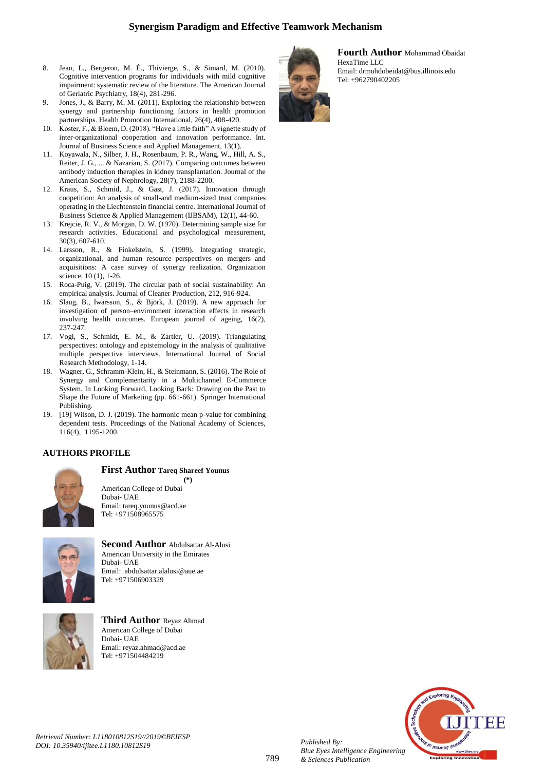8. Jean, L., Bergeron, M. È., Thivierge, S., & Simard, M. (2010). Cognitive intervention programs for individuals with mild cognitive impairment: systematic review of the literature. The American Journal of Geriatric Psychiatry, 18(4), 281-296.
9. Jones, J., & Barry, M. M. (2011). Exploring the relationship between synergy and partnership functioning factors in health promotion partnerships. Health Promotion International, 26(4), 408-420.
10. Koster, F., & Bloem, D. (2018). "Have a little faith" A vignette study of inter-organizational cooperation and innovation performance. Int. Journal of Business Science and Applied Management, 13(1).
11. Koyawala, N., Silber, J. H., Rosenbaum, P. R., Wang, W., Hill, A. S., Reiter, J. G., ... & Nazarian, S. (2017). Comparing outcomes between antibody induction therapies in kidney transplantation. Journal of the American Society of Nephrology, 28(7), 2188-2200.
12. Kraus, S., Schmid, J., & Gast, J. (2017). Innovation through coopetition: An analysis of small-and medium-sized trust companies operating in the Liechtenstein financial centre. International Journal of Business Science & Applied Management (IJBSAM), 12(1), 44-60.
13. Krejcie, R. V., & Morgan, D. W. (1970). Determining sample size for research activities. Educational and psychological measurement, 30(3), 607-610.
14. Larsson, R., & Finkelstein, S. (1999). Integrating strategic, organizational, and human resource perspectives on mergers and acquisitions: A case survey of synergy realization. Organization science, 10 (1), 1-26.
15. Roca-Puig, V. (2019). The circular path of social sustainability: An empirical analysis. Journal of Cleaner Production, 212, 916-924.
16. Slaug, B., Iwarsson, S., & Björk, J. (2019). A new approach for investigation of person–environment interaction effects in research involving health outcomes. European journal of ageing, 16(2), 237-247.
17. Vogl, S., Schmidt, E. M., & Zartler, U. (2019). Triangulating perspectives: ontology and epistemology in the analysis of qualitative multiple perspective interviews. International Journal of Social Research Methodology, 1-14.
18. Wagner, G., Schramm-Klein, H., & Steinmann, S. (2016). The Role of Synergy and Complementarity in a Multichannel E-Commerce System. In Looking Forward, Looking Back: Drawing on the Past to Shape the Future of Marketing (pp. 661-661). Springer International Publishing.
19. [19] Wilson, D. J. (2019). The harmonic mean p-value for combining dependent tests. Proceedings of the National Academy of Sciences, 116(4), 1195-1200.

## AUTHORS PROFILE

**First Author** **Tareq Shareef Younus (*)**
American College of Dubai
Dubai- UAE
Email: tareq.younus@acd.ae
Tel: +971508965575

**Second Author** Abdulsattar Al-Alusi
American University in the Emirates
Dubai- UAE
Email: abdulsattar.alalusi@aue.ae
Tel: +971506903329

**Third Author** Reyaz Ahmad
American College of Dubai
Dubai- UAE
Email: reyaz.ahmad@acd.ae
Tel: +971504484219

**Fourth Author** Mohammad Obaidat
HexaTime LLC
Email: drmohdobeidat@bus.illinois.edu
Tel: +962790402205